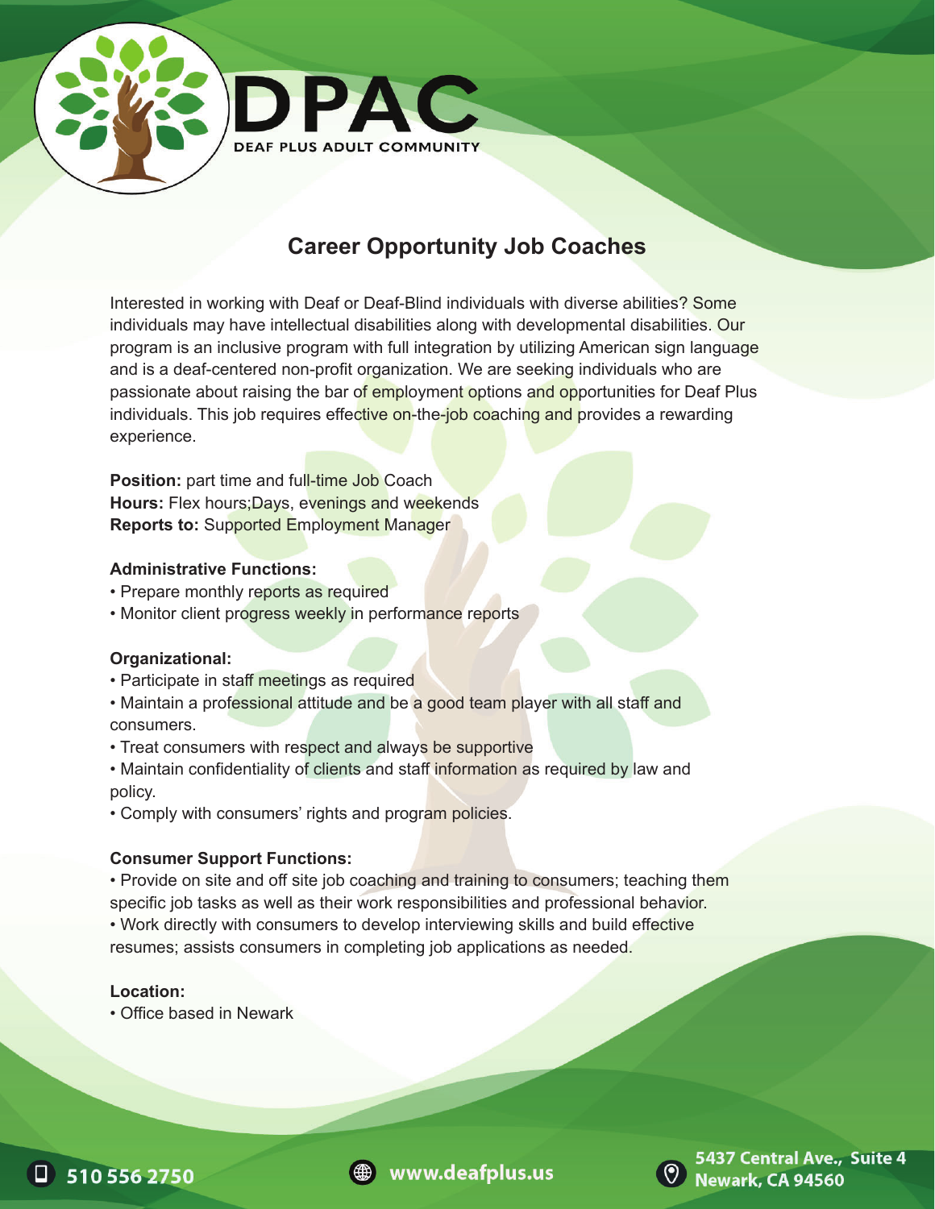# DPAC

DEAF PLUS ADULT COMMUNITY

## Career Opportunity Job Coaches

Interested in working with Deaf or Deaf-Blind individuals with diverse abilities? Some individuals may have intellectual disabilities along with developmental disabilities. Our program is an inclusive program with full integration by utilizing American sign language and is a deaf-centered non-profit organization. We are seeking individuals who are passionate about raising the bar of employment options and opportunities for Deaf Plus individuals. This job requires effective on-the-job coaching and provides a rewarding experience.

**Position:** part time and full-time Job Coach
**Hours:** Flex hours;Days, evenings and weekends
**Reports to:** Supported Employment Manager

**Administrative Functions:**

- Prepare monthly reports as required
- Monitor client progress weekly in performance reports

**Organizational:**

- Participate in staff meetings as required
- Maintain a professional attitude and be a good team player with all staff and consumers.
- Treat consumers with respect and always be supportive
- Maintain confidentiality of clients and staff information as required by law and policy.
- Comply with consumers' rights and program policies.

**Consumer Support Functions:**

- Provide on site and off site job coaching and training to consumers; teaching them specific job tasks as well as their work responsibilities and professional behavior.
- Work directly with consumers to develop interviewing skills and build effective resumes; assists consumers in completing job applications as needed.

**Location:**

- Office based in Newark

510 556 2750

www.deafplus.us

5437 Central Ave., Suite 4
Newark, CA 94560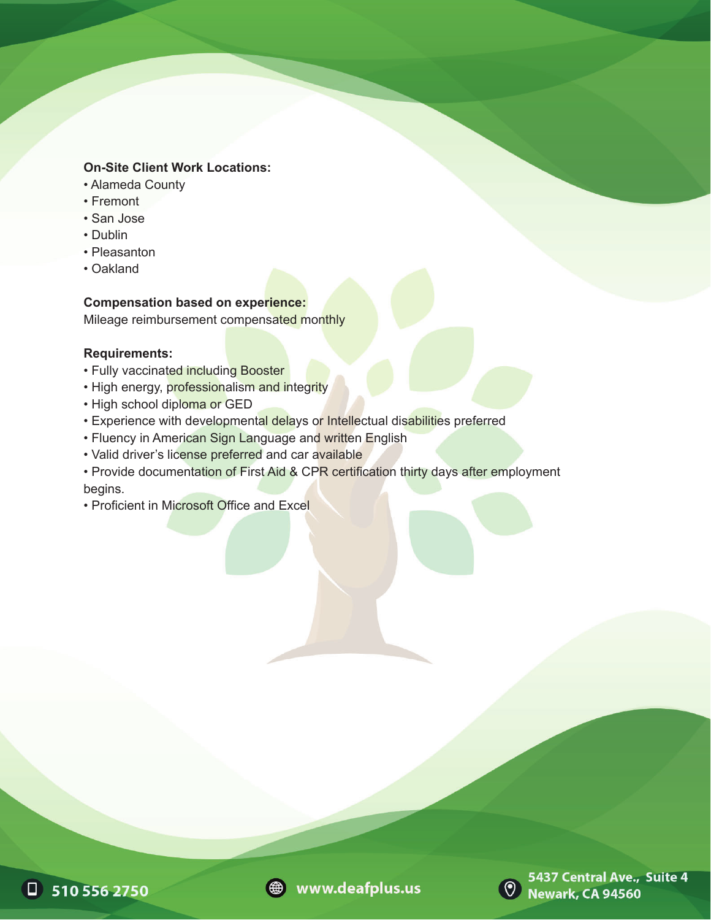**On-Site Client Work Locations:**

- Alameda County
- Fremont
- San Jose
- Dublin
- Pleasanton
- Oakland

**Compensation based on experience:**

Mileage reimbursement compensated monthly

**Requirements:**

- Fully vaccinated including Booster
- High energy, professionalism and integrity
- High school diploma or GED
- Experience with developmental delays or Intellectual disabilities preferred
- Fluency in American Sign Language and written English
- Valid driver's license preferred and car available
- Provide documentation of First Aid & CPR certification thirty days after employment begins.
- Proficient in Microsoft Office and Excel

510 556 2750

www.deafplus.us

5437 Central Ave., Suite 4
Newark, CA 94560